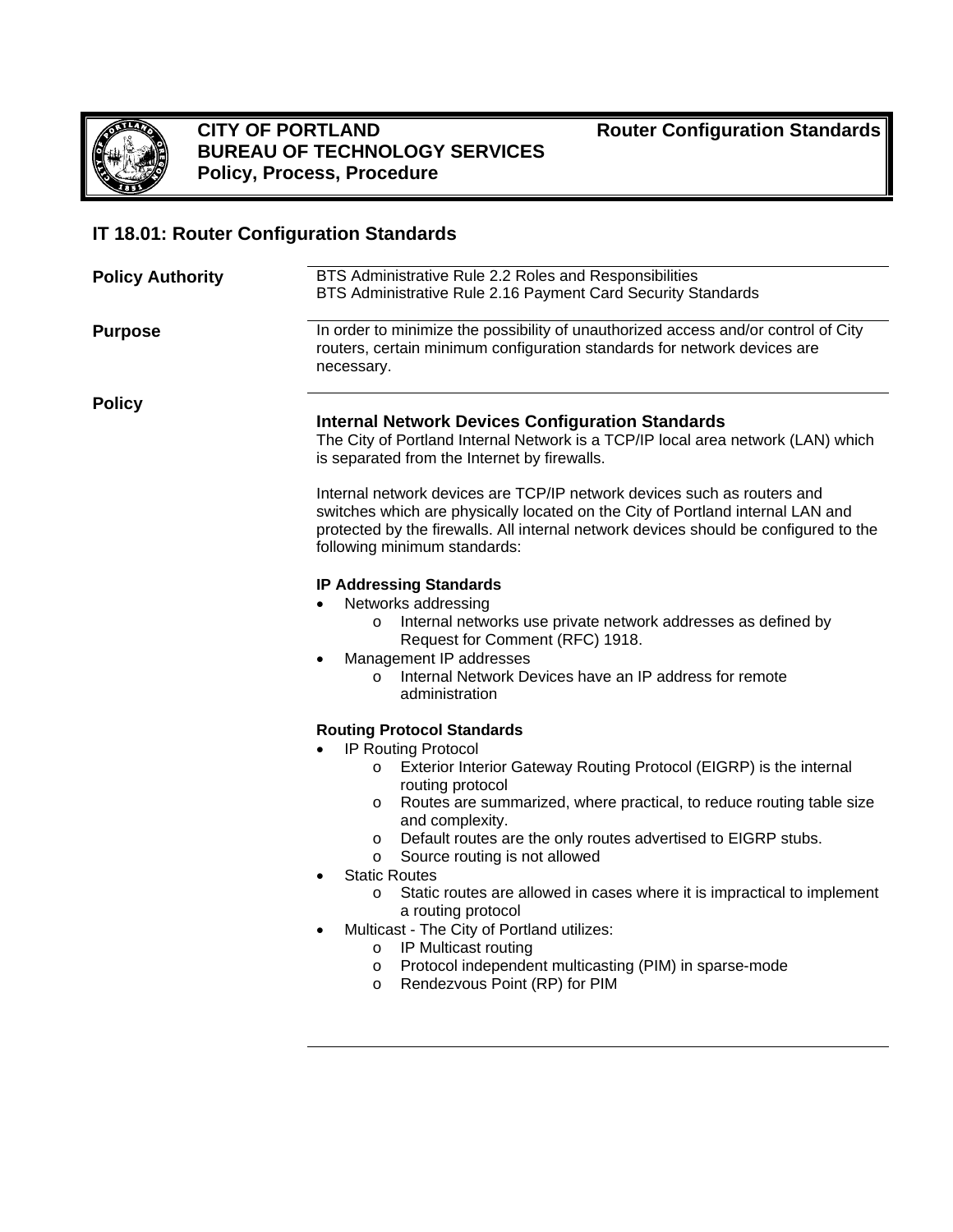**CITY OF PORTLAND**
**BUREAU OF TECHNOLOGY SERVICES**
**Policy, Process, Procedure**

**Router Configuration Standards**

## IT 18.01: Router Configuration Standards

**Policy Authority**

BTS Administrative Rule 2.2 Roles and Responsibilities
BTS Administrative Rule 2.16 Payment Card Security Standards

**Purpose**

In order to minimize the possibility of unauthorized access and/or control of City routers, certain minimum configuration standards for network devices are necessary.

**Policy**

### Internal Network Devices Configuration Standards

The City of Portland Internal Network is a TCP/IP local area network (LAN) which is separated from the Internet by firewalls.

Internal network devices are TCP/IP network devices such as routers and switches which are physically located on the City of Portland internal LAN and protected by the firewalls. All internal network devices should be configured to the following minimum standards:

#### IP Addressing Standards

- Networks addressing
  - Internal networks use private network addresses as defined by Request for Comment (RFC) 1918.
- Management IP addresses
  - Internal Network Devices have an IP address for remote administration

#### Routing Protocol Standards

- IP Routing Protocol
  - Exterior Interior Gateway Routing Protocol (EIGRP) is the internal routing protocol
  - Routes are summarized, where practical, to reduce routing table size and complexity.
  - Default routes are the only routes advertised to EIGRP stubs.
  - Source routing is not allowed
- Static Routes
  - Static routes are allowed in cases where it is impractical to implement a routing protocol
- Multicast - The City of Portland utilizes:
  - IP Multicast routing
  - Protocol independent multicasting (PIM) in sparse-mode
  - Rendezvous Point (RP) for PIM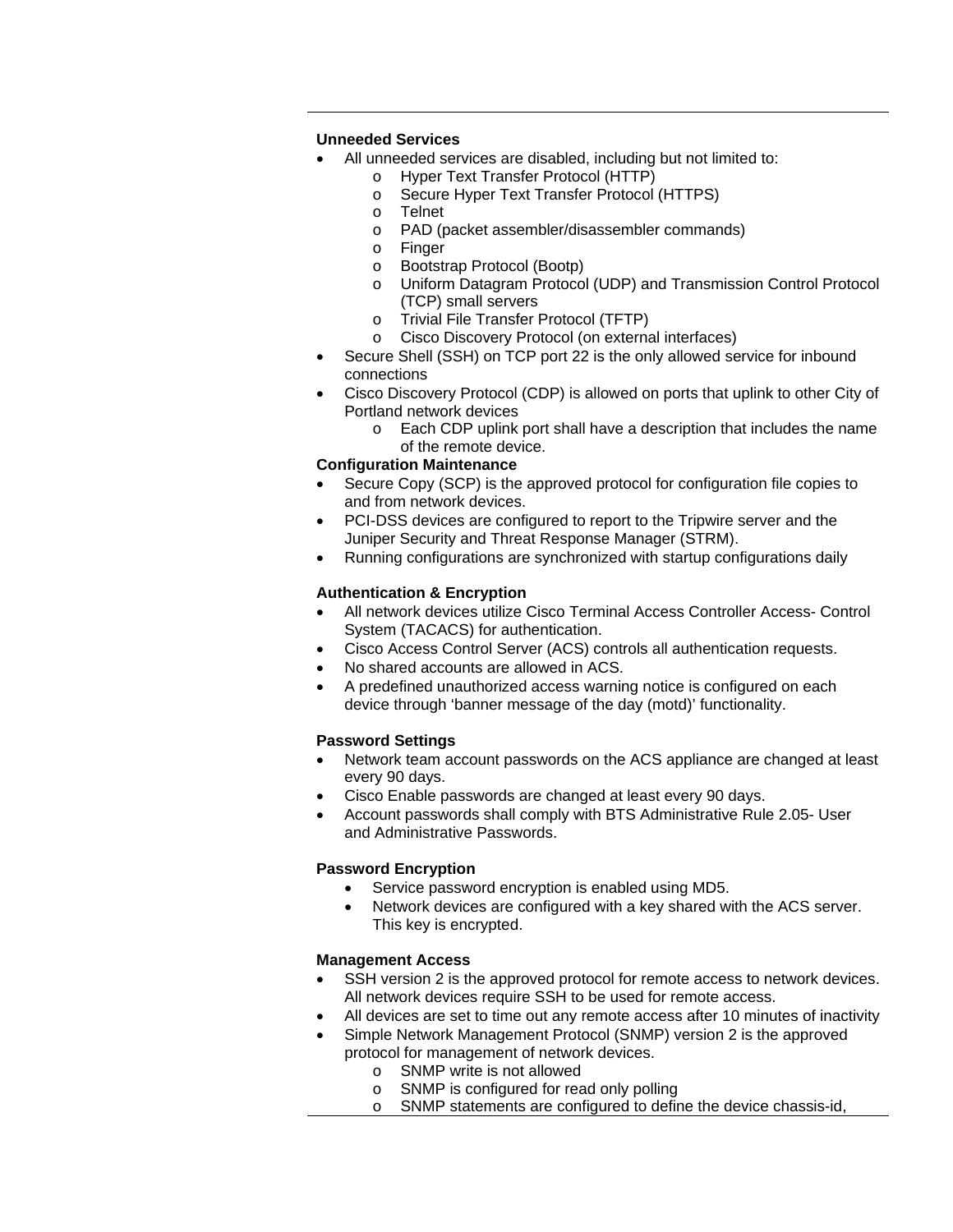**Unneeded Services**

- All unneeded services are disabled, including but not limited to:
  - Hyper Text Transfer Protocol (HTTP)
  - Secure Hyper Text Transfer Protocol (HTTPS)
  - Telnet
  - PAD (packet assembler/disassembler commands)
  - Finger
  - Bootstrap Protocol (Bootp)
  - Uniform Datagram Protocol (UDP) and Transmission Control Protocol (TCP) small servers
  - Trivial File Transfer Protocol (TFTP)
  - Cisco Discovery Protocol (on external interfaces)
- Secure Shell (SSH) on TCP port 22 is the only allowed service for inbound connections
- Cisco Discovery Protocol (CDP) is allowed on ports that uplink to other City of Portland network devices
  - Each CDP uplink port shall have a description that includes the name of the remote device.

**Configuration Maintenance**

- Secure Copy (SCP) is the approved protocol for configuration file copies to and from network devices.
- PCI-DSS devices are configured to report to the Tripwire server and the Juniper Security and Threat Response Manager (STRM).
- Running configurations are synchronized with startup configurations daily

**Authentication & Encryption**

- All network devices utilize Cisco Terminal Access Controller Access- Control System (TACACS) for authentication.
- Cisco Access Control Server (ACS) controls all authentication requests.
- No shared accounts are allowed in ACS.
- A predefined unauthorized access warning notice is configured on each device through 'banner message of the day (motd)' functionality.

**Password Settings**

- Network team account passwords on the ACS appliance are changed at least every 90 days.
- Cisco Enable passwords are changed at least every 90 days.
- Account passwords shall comply with BTS Administrative Rule 2.05- User and Administrative Passwords.

**Password Encryption**

- Service password encryption is enabled using MD5.
- Network devices are configured with a key shared with the ACS server. This key is encrypted.

**Management Access**

- SSH version 2 is the approved protocol for remote access to network devices. All network devices require SSH to be used for remote access.
- All devices are set to time out any remote access after 10 minutes of inactivity
- Simple Network Management Protocol (SNMP) version 2 is the approved protocol for management of network devices.
  - SNMP write is not allowed
  - SNMP is configured for read only polling
  - SNMP statements are configured to define the device chassis-id,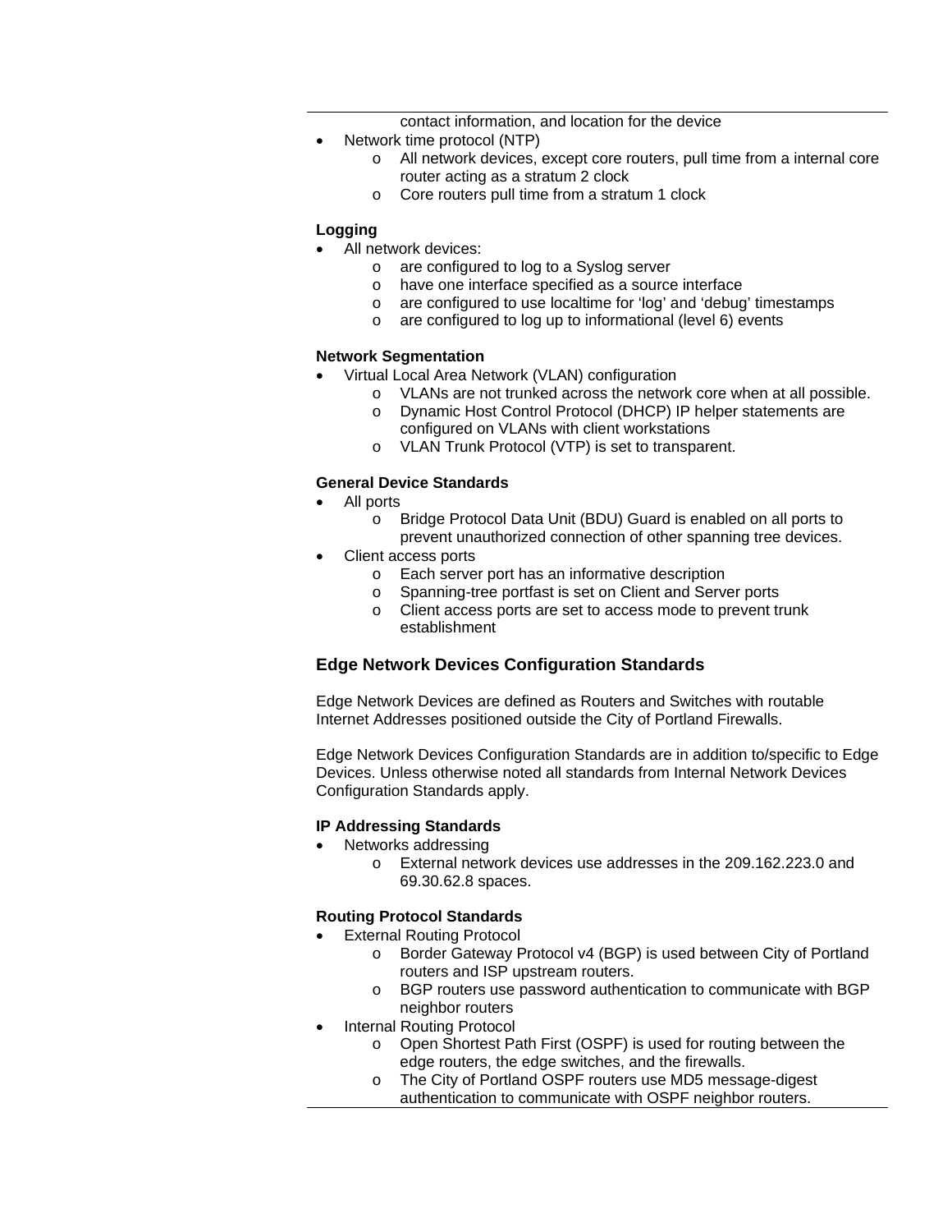contact information, and location for the device

- Network time protocol (NTP)
  - All network devices, except core routers, pull time from a internal core router acting as a stratum 2 clock
  - Core routers pull time from a stratum 1 clock

**Logging**

- All network devices:
  - are configured to log to a Syslog server
  - have one interface specified as a source interface
  - are configured to use localtime for 'log' and 'debug' timestamps
  - are configured to log up to informational (level 6) events

**Network Segmentation**

- Virtual Local Area Network (VLAN) configuration
  - VLANs are not trunked across the network core when at all possible.
  - Dynamic Host Control Protocol (DHCP) IP helper statements are configured on VLANs with client workstations
  - VLAN Trunk Protocol (VTP) is set to transparent.

**General Device Standards**

- All ports
  - Bridge Protocol Data Unit (BDU) Guard is enabled on all ports to prevent unauthorized connection of other spanning tree devices.
- Client access ports
  - Each server port has an informative description
  - Spanning-tree portfast is set on Client and Server ports
  - Client access ports are set to access mode to prevent trunk establishment

## Edge Network Devices Configuration Standards

Edge Network Devices are defined as Routers and Switches with routable Internet Addresses positioned outside the City of Portland Firewalls.

Edge Network Devices Configuration Standards are in addition to/specific to Edge Devices. Unless otherwise noted all standards from Internal Network Devices Configuration Standards apply.

**IP Addressing Standards**

- Networks addressing
  - External network devices use addresses in the 209.162.223.0 and 69.30.62.8 spaces.

**Routing Protocol Standards**

- External Routing Protocol
  - Border Gateway Protocol v4 (BGP) is used between City of Portland routers and ISP upstream routers.
  - BGP routers use password authentication to communicate with BGP neighbor routers
- Internal Routing Protocol
  - Open Shortest Path First (OSPF) is used for routing between the edge routers, the edge switches, and the firewalls.
  - The City of Portland OSPF routers use MD5 message-digest authentication to communicate with OSPF neighbor routers.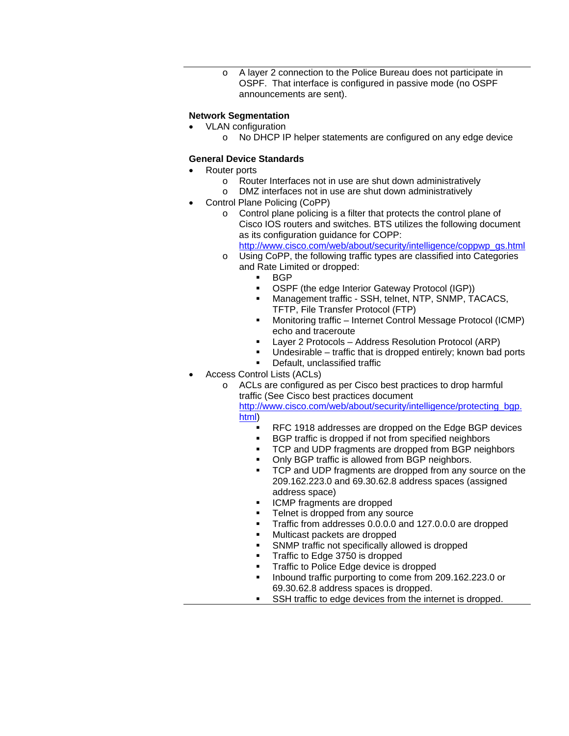- A layer 2 connection to the Police Bureau does not participate in OSPF. That interface is configured in passive mode (no OSPF announcements are sent).

**Network Segmentation**

- VLAN configuration
  - No DHCP IP helper statements are configured on any edge device

**General Device Standards**

- Router ports
  - Router Interfaces not in use are shut down administratively
  - DMZ interfaces not in use are shut down administratively
- Control Plane Policing (CoPP)
  - Control plane policing is a filter that protects the control plane of Cisco IOS routers and switches. BTS utilizes the following document as its configuration guidance for COPP: [http://www.cisco.com/web/about/security/intelligence/coppwp_gs.html](http://www.cisco.com/web/about/security/intelligence/coppwp_gs.html)
  - Using CoPP, the following traffic types are classified into Categories and Rate Limited or dropped:
    - BGP
    - OSPF (the edge Interior Gateway Protocol (IGP))
    - Management traffic - SSH, telnet, NTP, SNMP, TACACS, TFTP, File Transfer Protocol (FTP)
    - Monitoring traffic – Internet Control Message Protocol (ICMP) echo and traceroute
    - Layer 2 Protocols – Address Resolution Protocol (ARP)
    - Undesirable – traffic that is dropped entirely; known bad ports
    - Default, unclassified traffic
- Access Control Lists (ACLs)
  - ACLs are configured as per Cisco best practices to drop harmful traffic (See Cisco best practices document [http://www.cisco.com/web/about/security/intelligence/protecting_bgp.html](http://www.cisco.com/web/about/security/intelligence/protecting_bgp.html))
    - RFC 1918 addresses are dropped on the Edge BGP devices
    - BGP traffic is dropped if not from specified neighbors
    - TCP and UDP fragments are dropped from BGP neighbors
    - Only BGP traffic is allowed from BGP neighbors.
    - TCP and UDP fragments are dropped from any source on the 209.162.223.0 and 69.30.62.8 address spaces (assigned address space)
    - ICMP fragments are dropped
    - Telnet is dropped from any source
    - Traffic from addresses 0.0.0.0 and 127.0.0.0 are dropped
    - Multicast packets are dropped
    - SNMP traffic not specifically allowed is dropped
    - Traffic to Edge 3750 is dropped
    - Traffic to Police Edge device is dropped
    - Inbound traffic purporting to come from 209.162.223.0 or 69.30.62.8 address spaces is dropped.
    - SSH traffic to edge devices from the internet is dropped.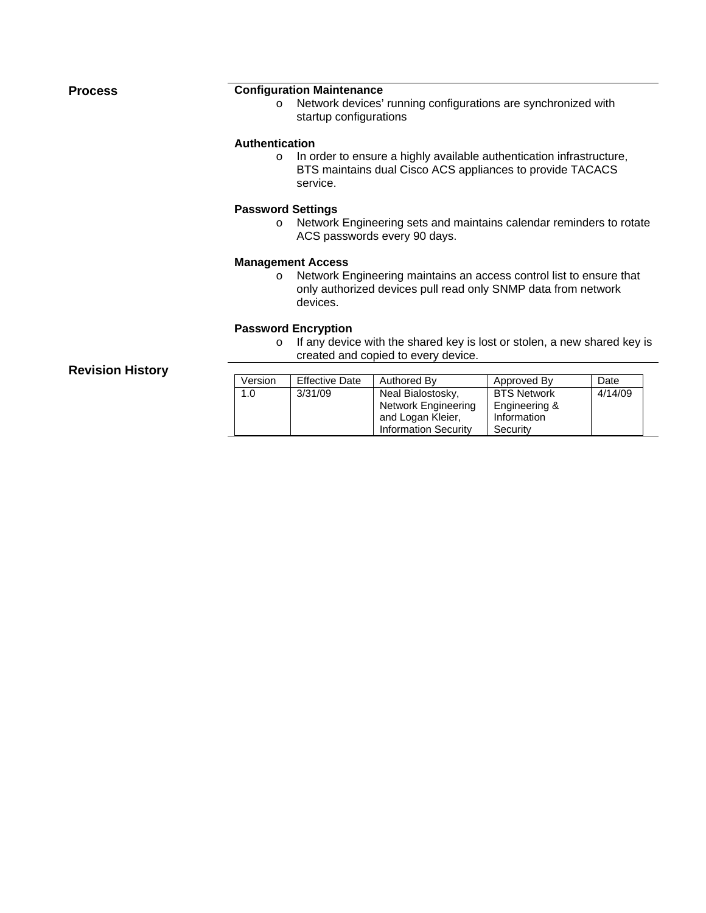## Process

**Configuration Maintenance**

- Network devices' running configurations are synchronized with startup configurations

**Authentication**

- In order to ensure a highly available authentication infrastructure, BTS maintains dual Cisco ACS appliances to provide TACACS service.

**Password Settings**

- Network Engineering sets and maintains calendar reminders to rotate ACS passwords every 90 days.

**Management Access**

- Network Engineering maintains an access control list to ensure that only authorized devices pull read only SNMP data from network devices.

**Password Encryption**

- If any device with the shared key is lost or stolen, a new shared key is created and copied to every device.

## Revision History

| Version | Effective Date | Authored By | Approved By | Date |
|---|---|---|---|---|
| 1.0 | 3/31/09 | Neal Bialostosky, Network Engineering and Logan Kleier, Information Security | BTS Network Engineering & Information Security | 4/14/09 |